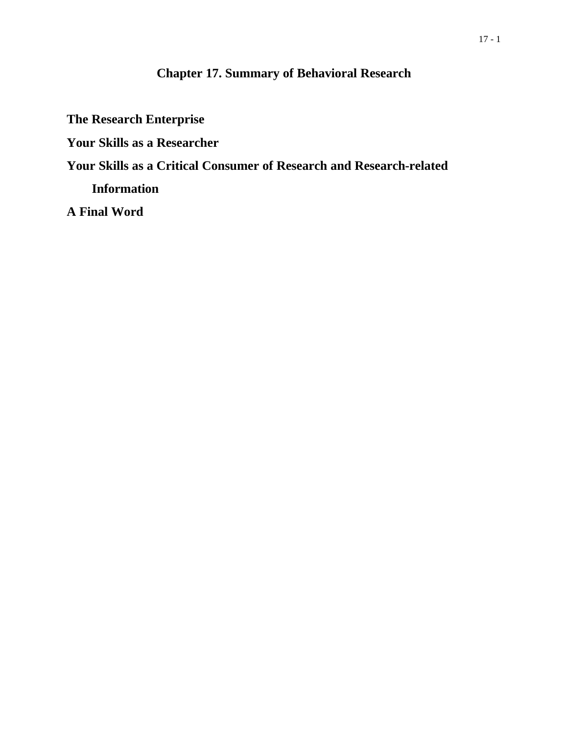# Chapter 17. Summary of Behavioral Research

**The Research Enterprise**

**Your Skills as a Researcher**

**Your Skills as a Critical Consumer of Research and Research-related Information**

**A Final Word**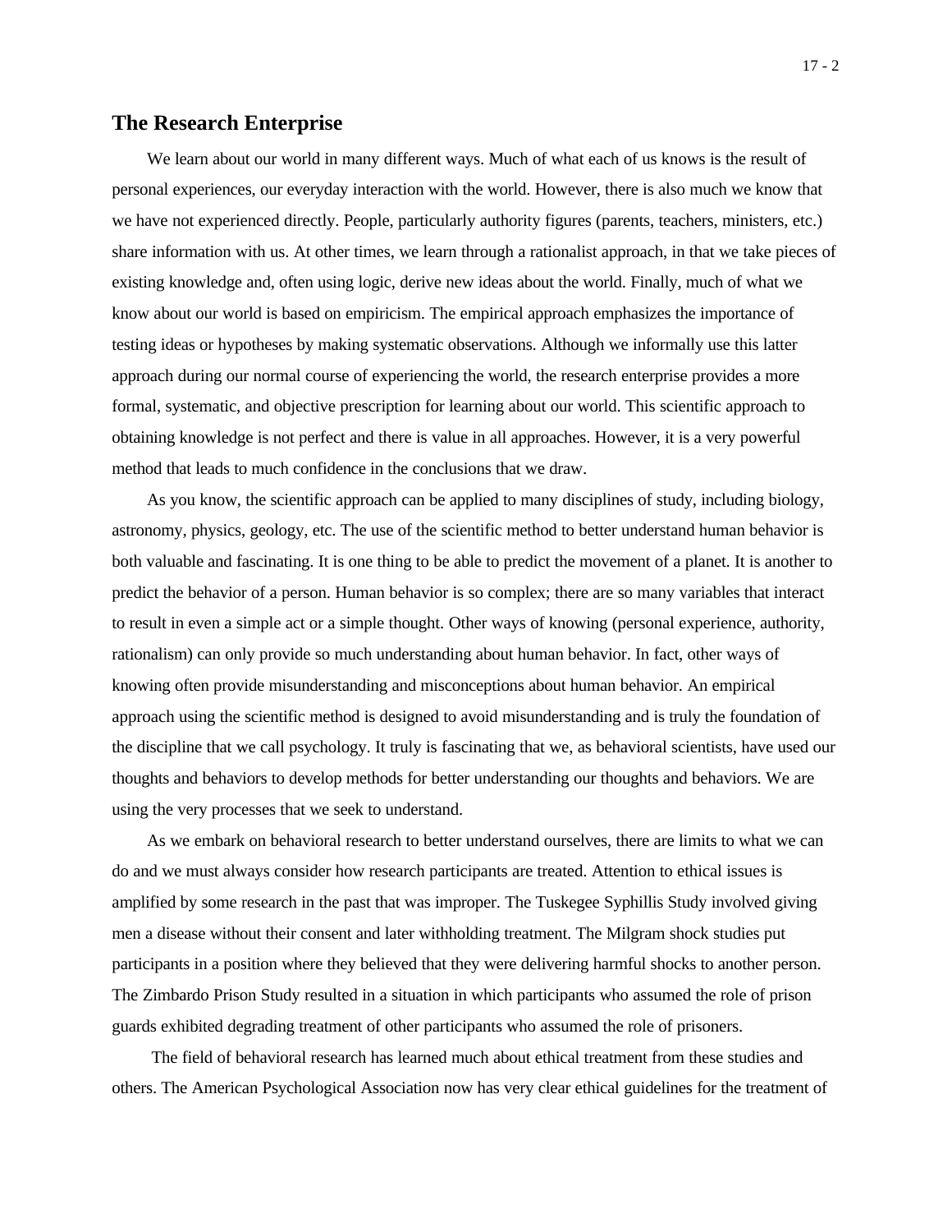## The Research Enterprise

We learn about our world in many different ways. Much of what each of us knows is the result of personal experiences, our everyday interaction with the world. However, there is also much we know that we have not experienced directly. People, particularly authority figures (parents, teachers, ministers, etc.) share information with us. At other times, we learn through a rationalist approach, in that we take pieces of existing knowledge and, often using logic, derive new ideas about the world. Finally, much of what we know about our world is based on empiricism. The empirical approach emphasizes the importance of testing ideas or hypotheses by making systematic observations. Although we informally use this latter approach during our normal course of experiencing the world, the research enterprise provides a more formal, systematic, and objective prescription for learning about our world. This scientific approach to obtaining knowledge is not perfect and there is value in all approaches. However, it is a very powerful method that leads to much confidence in the conclusions that we draw.

As you know, the scientific approach can be applied to many disciplines of study, including biology, astronomy, physics, geology, etc. The use of the scientific method to better understand human behavior is both valuable and fascinating. It is one thing to be able to predict the movement of a planet. It is another to predict the behavior of a person. Human behavior is so complex; there are so many variables that interact to result in even a simple act or a simple thought. Other ways of knowing (personal experience, authority, rationalism) can only provide so much understanding about human behavior. In fact, other ways of knowing often provide misunderstanding and misconceptions about human behavior. An empirical approach using the scientific method is designed to avoid misunderstanding and is truly the foundation of the discipline that we call psychology. It truly is fascinating that we, as behavioral scientists, have used our thoughts and behaviors to develop methods for better understanding our thoughts and behaviors. We are using the very processes that we seek to understand.

As we embark on behavioral research to better understand ourselves, there are limits to what we can do and we must always consider how research participants are treated. Attention to ethical issues is amplified by some research in the past that was improper. The Tuskegee Syphillis Study involved giving men a disease without their consent and later withholding treatment. The Milgram shock studies put participants in a position where they believed that they were delivering harmful shocks to another person. The Zimbardo Prison Study resulted in a situation in which participants who assumed the role of prison guards exhibited degrading treatment of other participants who assumed the role of prisoners.

The field of behavioral research has learned much about ethical treatment from these studies and others. The American Psychological Association now has very clear ethical guidelines for the treatment of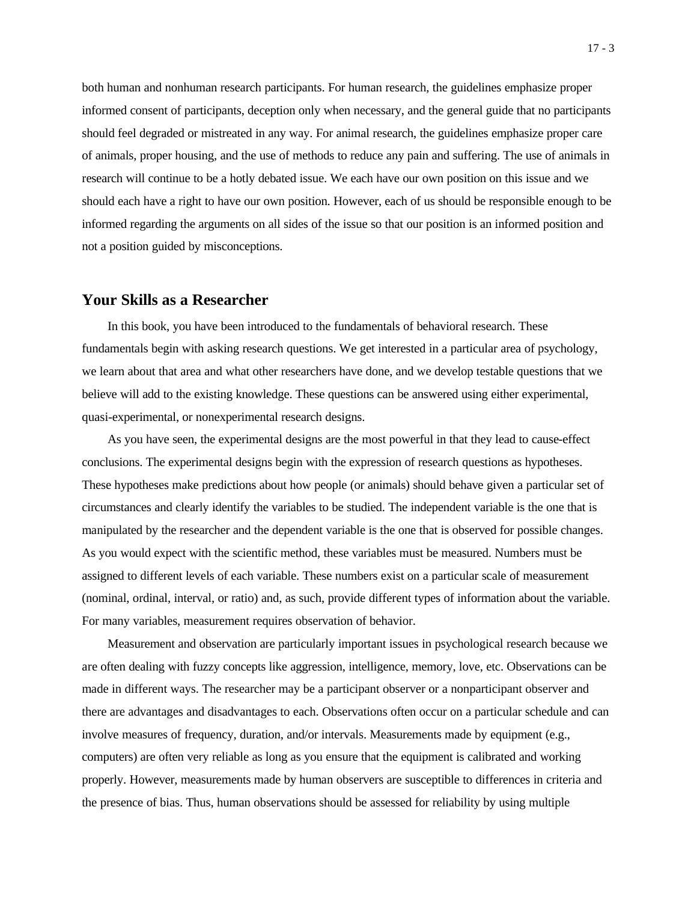both human and nonhuman research participants. For human research, the guidelines emphasize proper informed consent of participants, deception only when necessary, and the general guide that no participants should feel degraded or mistreated in any way. For animal research, the guidelines emphasize proper care of animals, proper housing, and the use of methods to reduce any pain and suffering. The use of animals in research will continue to be a hotly debated issue. We each have our own position on this issue and we should each have a right to have our own position. However, each of us should be responsible enough to be informed regarding the arguments on all sides of the issue so that our position is an informed position and not a position guided by misconceptions.

## Your Skills as a Researcher

In this book, you have been introduced to the fundamentals of behavioral research. These fundamentals begin with asking research questions. We get interested in a particular area of psychology, we learn about that area and what other researchers have done, and we develop testable questions that we believe will add to the existing knowledge. These questions can be answered using either experimental, quasi-experimental, or nonexperimental research designs.

As you have seen, the experimental designs are the most powerful in that they lead to cause-effect conclusions. The experimental designs begin with the expression of research questions as hypotheses. These hypotheses make predictions about how people (or animals) should behave given a particular set of circumstances and clearly identify the variables to be studied. The independent variable is the one that is manipulated by the researcher and the dependent variable is the one that is observed for possible changes. As you would expect with the scientific method, these variables must be measured. Numbers must be assigned to different levels of each variable. These numbers exist on a particular scale of measurement (nominal, ordinal, interval, or ratio) and, as such, provide different types of information about the variable. For many variables, measurement requires observation of behavior.

Measurement and observation are particularly important issues in psychological research because we are often dealing with fuzzy concepts like aggression, intelligence, memory, love, etc. Observations can be made in different ways. The researcher may be a participant observer or a nonparticipant observer and there are advantages and disadvantages to each. Observations often occur on a particular schedule and can involve measures of frequency, duration, and/or intervals. Measurements made by equipment (e.g., computers) are often very reliable as long as you ensure that the equipment is calibrated and working properly. However, measurements made by human observers are susceptible to differences in criteria and the presence of bias. Thus, human observations should be assessed for reliability by using multiple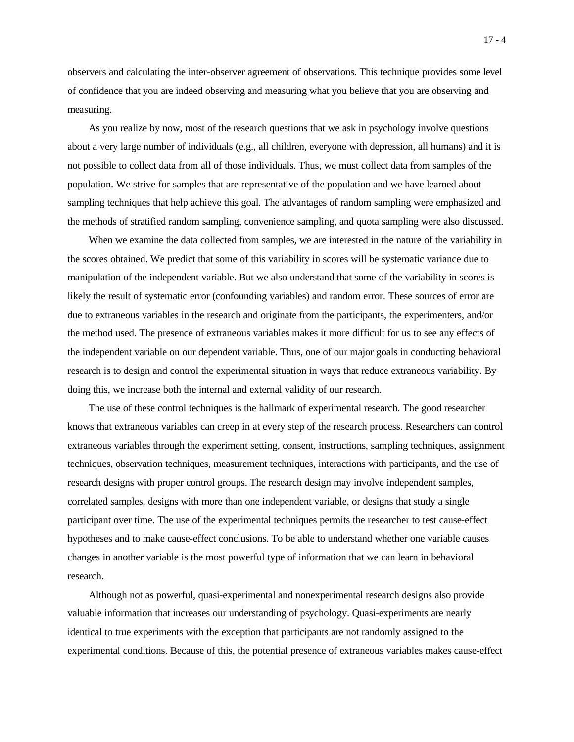observers and calculating the inter-observer agreement of observations. This technique provides some level of confidence that you are indeed observing and measuring what you believe that you are observing and measuring.

As you realize by now, most of the research questions that we ask in psychology involve questions about a very large number of individuals (e.g., all children, everyone with depression, all humans) and it is not possible to collect data from all of those individuals. Thus, we must collect data from samples of the population. We strive for samples that are representative of the population and we have learned about sampling techniques that help achieve this goal. The advantages of random sampling were emphasized and the methods of stratified random sampling, convenience sampling, and quota sampling were also discussed.

When we examine the data collected from samples, we are interested in the nature of the variability in the scores obtained. We predict that some of this variability in scores will be systematic variance due to manipulation of the independent variable. But we also understand that some of the variability in scores is likely the result of systematic error (confounding variables) and random error. These sources of error are due to extraneous variables in the research and originate from the participants, the experimenters, and/or the method used. The presence of extraneous variables makes it more difficult for us to see any effects of the independent variable on our dependent variable. Thus, one of our major goals in conducting behavioral research is to design and control the experimental situation in ways that reduce extraneous variability. By doing this, we increase both the internal and external validity of our research.

The use of these control techniques is the hallmark of experimental research. The good researcher knows that extraneous variables can creep in at every step of the research process. Researchers can control extraneous variables through the experiment setting, consent, instructions, sampling techniques, assignment techniques, observation techniques, measurement techniques, interactions with participants, and the use of research designs with proper control groups. The research design may involve independent samples, correlated samples, designs with more than one independent variable, or designs that study a single participant over time. The use of the experimental techniques permits the researcher to test cause-effect hypotheses and to make cause-effect conclusions. To be able to understand whether one variable causes changes in another variable is the most powerful type of information that we can learn in behavioral research.

Although not as powerful, quasi-experimental and nonexperimental research designs also provide valuable information that increases our understanding of psychology. Quasi-experiments are nearly identical to true experiments with the exception that participants are not randomly assigned to the experimental conditions. Because of this, the potential presence of extraneous variables makes cause-effect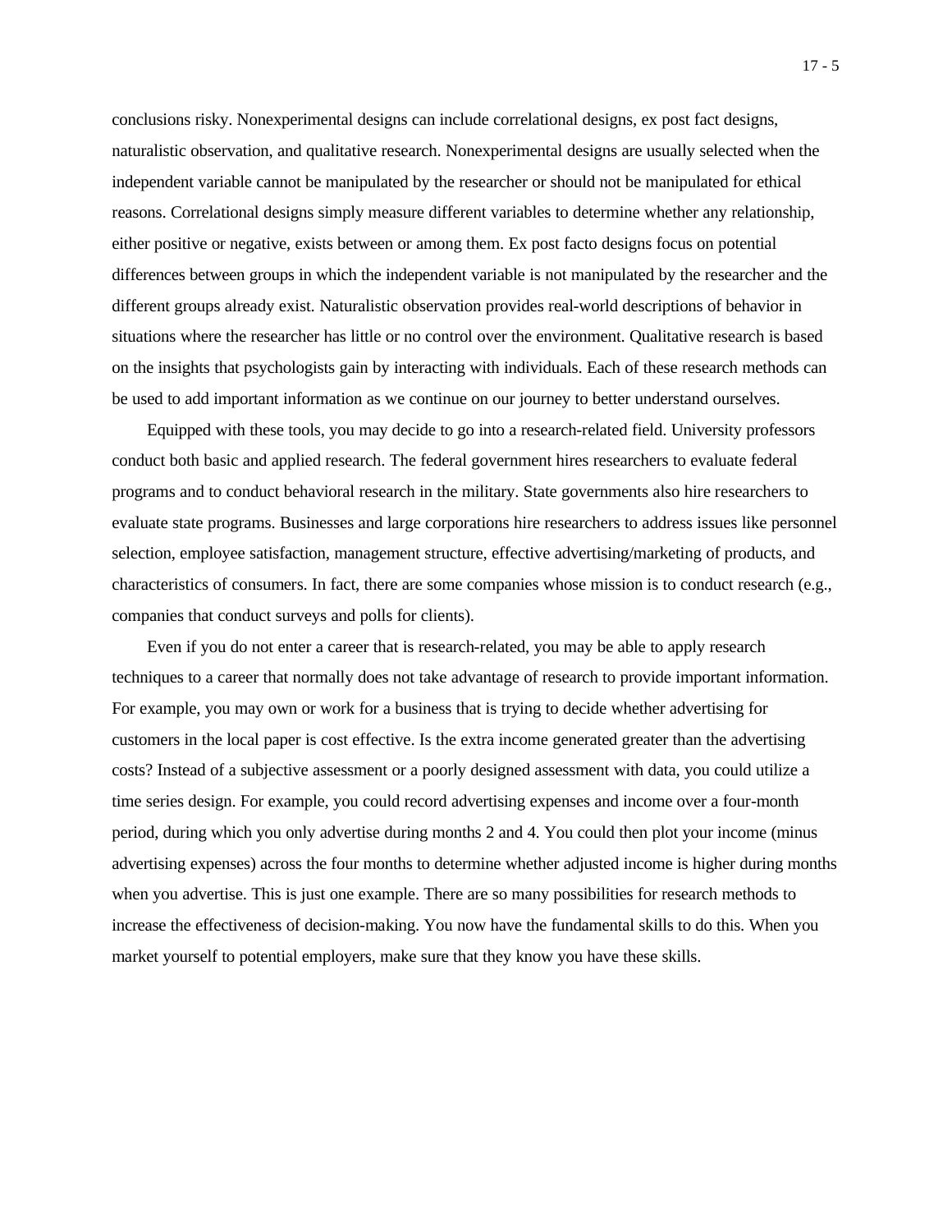conclusions risky. Nonexperimental designs can include correlational designs, ex post fact designs, naturalistic observation, and qualitative research. Nonexperimental designs are usually selected when the independent variable cannot be manipulated by the researcher or should not be manipulated for ethical reasons. Correlational designs simply measure different variables to determine whether any relationship, either positive or negative, exists between or among them. Ex post facto designs focus on potential differences between groups in which the independent variable is not manipulated by the researcher and the different groups already exist. Naturalistic observation provides real-world descriptions of behavior in situations where the researcher has little or no control over the environment. Qualitative research is based on the insights that psychologists gain by interacting with individuals. Each of these research methods can be used to add important information as we continue on our journey to better understand ourselves.

Equipped with these tools, you may decide to go into a research-related field. University professors conduct both basic and applied research. The federal government hires researchers to evaluate federal programs and to conduct behavioral research in the military. State governments also hire researchers to evaluate state programs. Businesses and large corporations hire researchers to address issues like personnel selection, employee satisfaction, management structure, effective advertising/marketing of products, and characteristics of consumers. In fact, there are some companies whose mission is to conduct research (e.g., companies that conduct surveys and polls for clients).

Even if you do not enter a career that is research-related, you may be able to apply research techniques to a career that normally does not take advantage of research to provide important information. For example, you may own or work for a business that is trying to decide whether advertising for customers in the local paper is cost effective. Is the extra income generated greater than the advertising costs? Instead of a subjective assessment or a poorly designed assessment with data, you could utilize a time series design. For example, you could record advertising expenses and income over a four-month period, during which you only advertise during months 2 and 4. You could then plot your income (minus advertising expenses) across the four months to determine whether adjusted income is higher during months when you advertise. This is just one example. There are so many possibilities for research methods to increase the effectiveness of decision-making. You now have the fundamental skills to do this. When you market yourself to potential employers, make sure that they know you have these skills.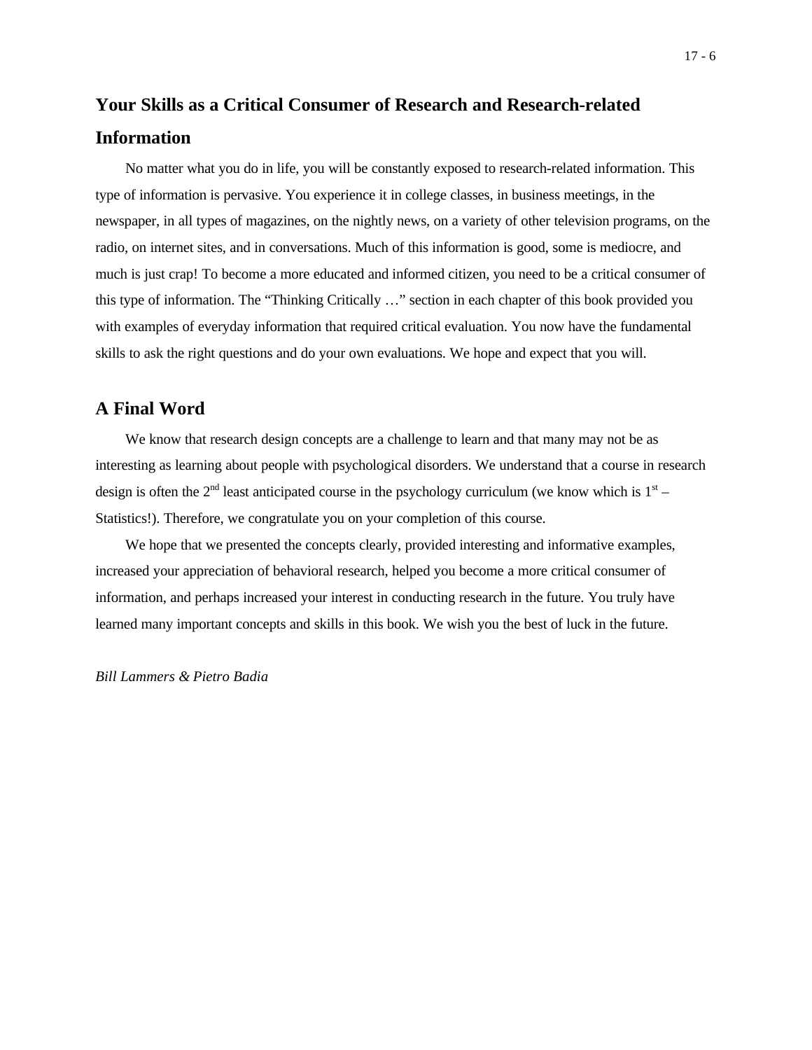## Your Skills as a Critical Consumer of Research and Research-related Information

No matter what you do in life, you will be constantly exposed to research-related information. This type of information is pervasive. You experience it in college classes, in business meetings, in the newspaper, in all types of magazines, on the nightly news, on a variety of other television programs, on the radio, on internet sites, and in conversations. Much of this information is good, some is mediocre, and much is just crap! To become a more educated and informed citizen, you need to be a critical consumer of this type of information. The "Thinking Critically …" section in each chapter of this book provided you with examples of everyday information that required critical evaluation. You now have the fundamental skills to ask the right questions and do your own evaluations. We hope and expect that you will.

## A Final Word

We know that research design concepts are a challenge to learn and that many may not be as interesting as learning about people with psychological disorders. We understand that a course in research design is often the 2nd least anticipated course in the psychology curriculum (we know which is 1st – Statistics!). Therefore, we congratulate you on your completion of this course.

We hope that we presented the concepts clearly, provided interesting and informative examples, increased your appreciation of behavioral research, helped you become a more critical consumer of information, and perhaps increased your interest in conducting research in the future. You truly have learned many important concepts and skills in this book. We wish you the best of luck in the future.

*Bill Lammers & Pietro Badia*